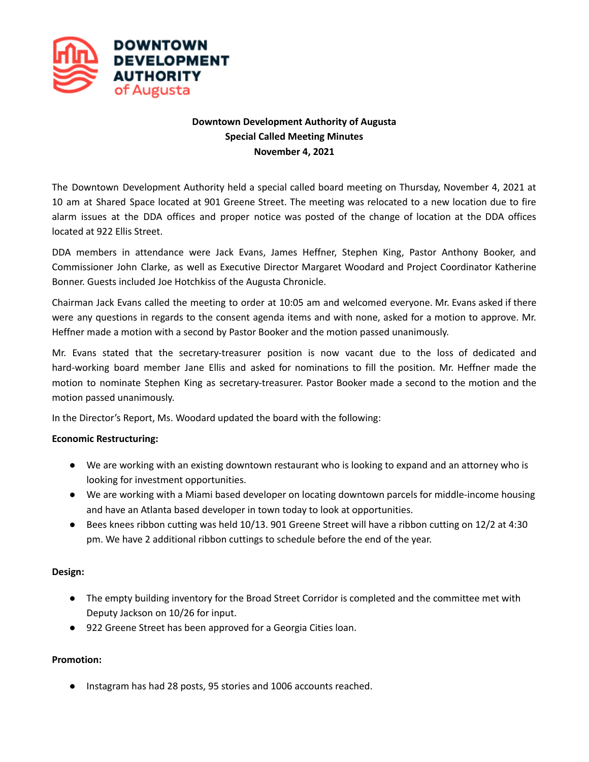**DOWNTOWN DEVELOPMENT AUTHORITY of Augusta**

# Downtown Development Authority of Augusta
## Special Called Meeting Minutes
### November 4, 2021

The Downtown Development Authority held a special called board meeting on Thursday, November 4, 2021 at 10 am at Shared Space located at 901 Greene Street. The meeting was relocated to a new location due to fire alarm issues at the DDA offices and proper notice was posted of the change of location at the DDA offices located at 922 Ellis Street.

DDA members in attendance were Jack Evans, James Heffner, Stephen King, Pastor Anthony Booker, and Commissioner John Clarke, as well as Executive Director Margaret Woodard and Project Coordinator Katherine Bonner. Guests included Joe Hotchkiss of the Augusta Chronicle.

Chairman Jack Evans called the meeting to order at 10:05 am and welcomed everyone. Mr. Evans asked if there were any questions in regards to the consent agenda items and with none, asked for a motion to approve. Mr. Heffner made a motion with a second by Pastor Booker and the motion passed unanimously.

Mr. Evans stated that the secretary-treasurer position is now vacant due to the loss of dedicated and hard-working board member Jane Ellis and asked for nominations to fill the position. Mr. Heffner made the motion to nominate Stephen King as secretary-treasurer. Pastor Booker made a second to the motion and the motion passed unanimously.

In the Director's Report, Ms. Woodard updated the board with the following:

**Economic Restructuring:**

- We are working with an existing downtown restaurant who is looking to expand and an attorney who is looking for investment opportunities.
- We are working with a Miami based developer on locating downtown parcels for middle-income housing and have an Atlanta based developer in town today to look at opportunities.
- Bees knees ribbon cutting was held 10/13. 901 Greene Street will have a ribbon cutting on 12/2 at 4:30 pm. We have 2 additional ribbon cuttings to schedule before the end of the year.

**Design:**

- The empty building inventory for the Broad Street Corridor is completed and the committee met with Deputy Jackson on 10/26 for input.
- 922 Greene Street has been approved for a Georgia Cities loan.

**Promotion:**

- Instagram has had 28 posts, 95 stories and 1006 accounts reached.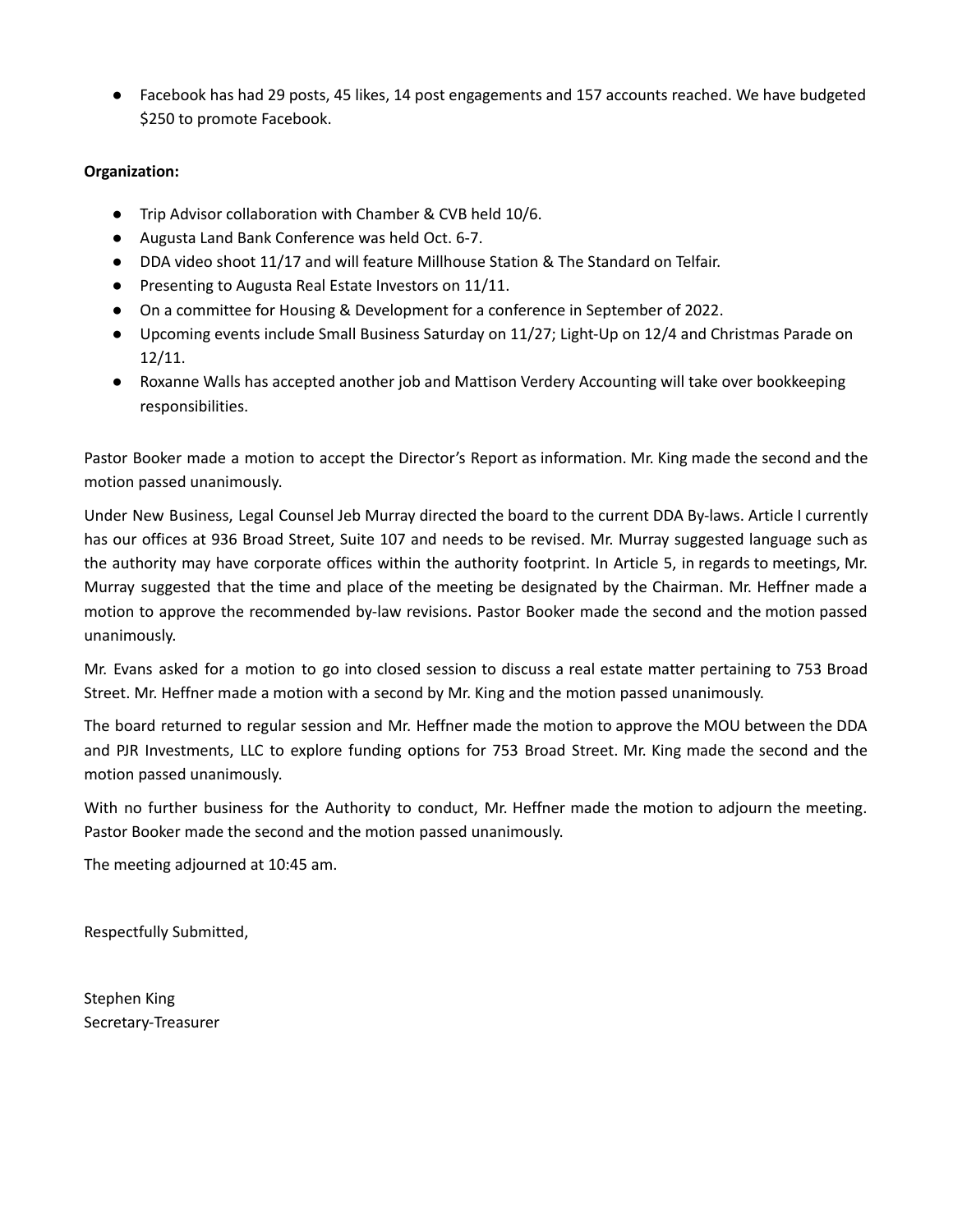- Facebook has had 29 posts, 45 likes, 14 post engagements and 157 accounts reached. We have budgeted $250 to promote Facebook.

**Organization:**

- Trip Advisor collaboration with Chamber & CVB held 10/6.
- Augusta Land Bank Conference was held Oct. 6-7.
- DDA video shoot 11/17 and will feature Millhouse Station & The Standard on Telfair.
- Presenting to Augusta Real Estate Investors on 11/11.
- On a committee for Housing & Development for a conference in September of 2022.
- Upcoming events include Small Business Saturday on 11/27; Light-Up on 12/4 and Christmas Parade on 12/11.
- Roxanne Walls has accepted another job and Mattison Verdery Accounting will take over bookkeeping responsibilities.

Pastor Booker made a motion to accept the Director's Report as information. Mr. King made the second and the motion passed unanimously.

Under New Business, Legal Counsel Jeb Murray directed the board to the current DDA By-laws. Article I currently has our offices at 936 Broad Street, Suite 107 and needs to be revised. Mr. Murray suggested language such as the authority may have corporate offices within the authority footprint. In Article 5, in regards to meetings, Mr. Murray suggested that the time and place of the meeting be designated by the Chairman. Mr. Heffner made a motion to approve the recommended by-law revisions. Pastor Booker made the second and the motion passed unanimously.

Mr. Evans asked for a motion to go into closed session to discuss a real estate matter pertaining to 753 Broad Street. Mr. Heffner made a motion with a second by Mr. King and the motion passed unanimously.

The board returned to regular session and Mr. Heffner made the motion to approve the MOU between the DDA and PJR Investments, LLC to explore funding options for 753 Broad Street. Mr. King made the second and the motion passed unanimously.

With no further business for the Authority to conduct, Mr. Heffner made the motion to adjourn the meeting. Pastor Booker made the second and the motion passed unanimously.

The meeting adjourned at 10:45 am.

Respectfully Submitted,

Stephen King
Secretary-Treasurer